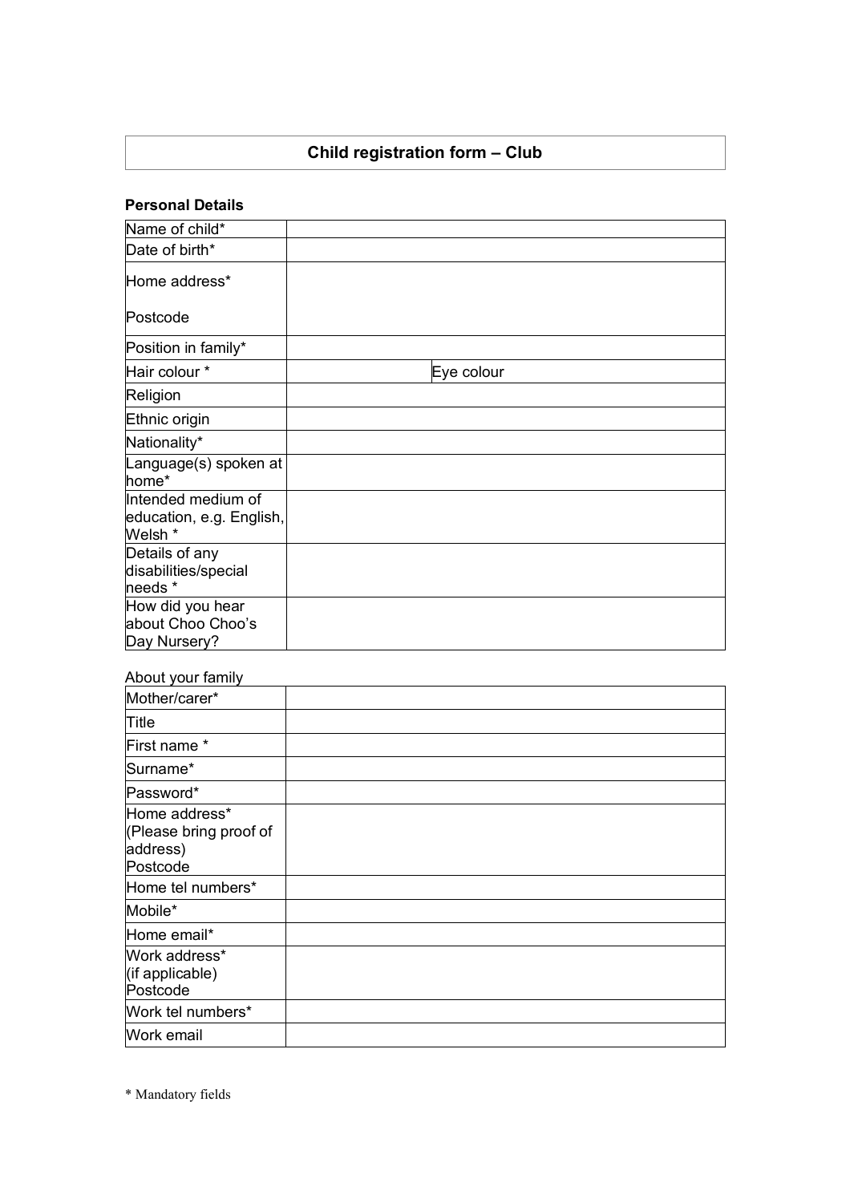# Child registration form – Club

**Personal Details**

| | | | |
|---|---|---|---|
| Name of child* | | | |
| Date of birth* | | | |
| Home address*<br><br>Postcode | | | |
| Position in family* | | | |
| Hair colour * | | Eye colour | |
| Religion | | | |
| Ethnic origin | | | |
| Nationality* | | | |
| Language(s) spoken at home* | | | |
| Intended medium of education, e.g. English, Welsh * | | | |
| Details of any disabilities/special needs * | | | |
| How did you hear about Choo Choo's Day Nursery? | | | |

About your family

| | |
|---|---|
| Mother/carer* | |
| Title | |
| First name * | |
| Surname* | |
| Password* | |
| Home address*<br>(Please bring proof of address)<br>Postcode | |
| Home tel numbers* | |
| Mobile* | |
| Home email* | |
| Work address*<br>(if applicable)<br>Postcode | |
| Work tel numbers* | |
| Work email | |

* Mandatory fields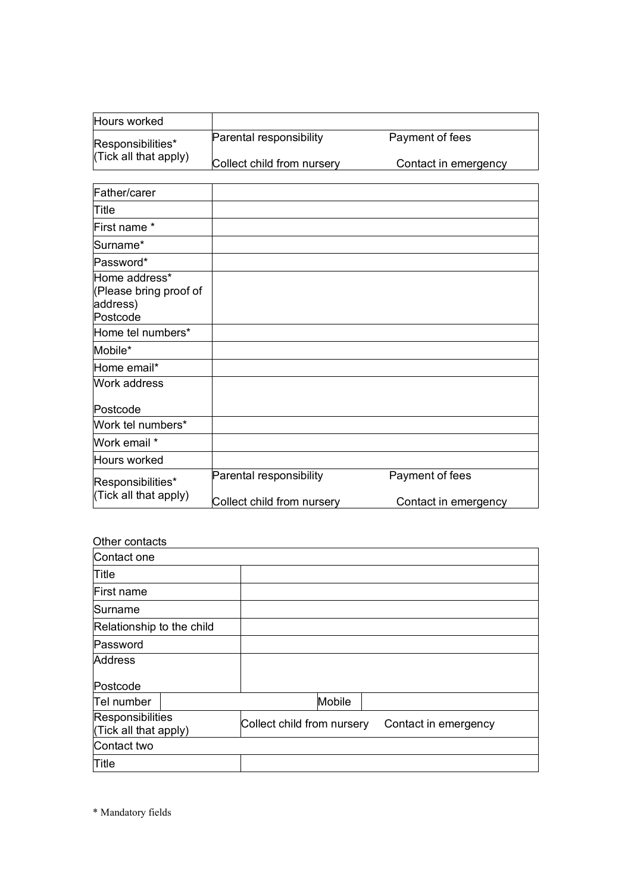| Hours worked | | |
|---|---|---|
| Responsibilities*<br>(Tick all that apply) | Parental responsibility<br>Collect child from nursery | Payment of fees<br>Contact in emergency |

| Father/carer | |
|---|---|
| Title | |
| First name * | |
| Surname* | |
| Password* | |
| Home address*<br>(Please bring proof of address)<br>Postcode | |
| Home tel numbers* | |
| Mobile* | |
| Home email* | |
| Work address<br><br>Postcode | |
| Work tel numbers* | |
| Work email * | |
| Hours worked | |
| Responsibilities*<br>(Tick all that apply) | Parental responsibility &nbsp;&nbsp;&nbsp; Payment of fees<br>Collect child from nursery &nbsp;&nbsp;&nbsp; Contact in emergency |

Other contacts

| Contact one | | | |
|---|---|---|---|
| Title | | | |
| First name | | | |
| Surname | | | |
| Relationship to the child | | | |
| Password | | | |
| Address<br><br>Postcode | | | |
| Tel number | | Mobile | |
| Responsibilities<br>(Tick all that apply) | Collect child from nursery &nbsp;&nbsp;&nbsp; Contact in emergency | | |
| Contact two | | | |
| Title | | | |

* Mandatory fields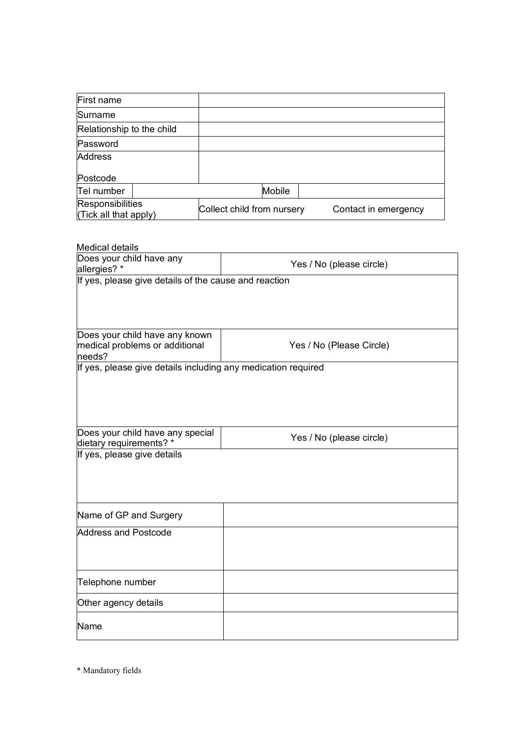| First name | | | |
|---|---|---|---|
| Surname | | | |
| Relationship to the child | | | |
| Password | | | |
| Address<br><br>Postcode | | | |
| Tel number | | Mobile | |
| Responsibilities<br>(Tick all that apply) | Collect child from nursery | Contact in emergency | |

Medical details

| Does your child have any allergies? * | Yes / No (please circle) |
|---|---|
| If yes, please give details of the cause and reaction | |
| Does your child have any known medical problems or additional needs? | Yes / No (Please Circle) |
| If yes, please give details including any medication required | |
| Does your child have any special dietary requirements? * | Yes / No (please circle) |
| If yes, please give details | |

| Name of GP and Surgery | |
|---|---|
| Address and Postcode | |
| Telephone number | |
| Other agency details | |
| Name | |

* Mandatory fields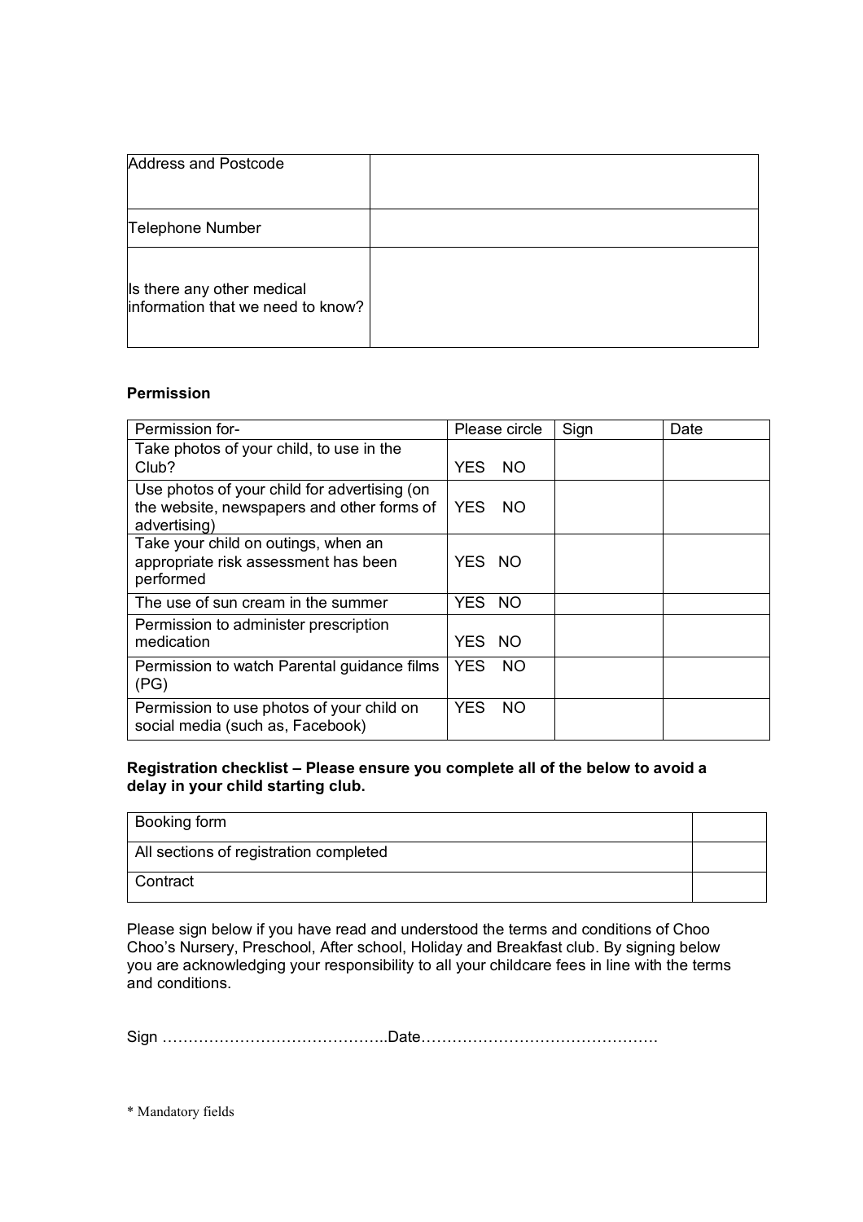| Address and Postcode | |
|---|---|
| Telephone Number | |
| Is there any other medical information that we need to know? | |

**Permission**

| Permission for- | Please circle | Sign | Date |
|---|---|---|---|
| Take photos of your child, to use in the Club? | YES NO | | |
| Use photos of your child for advertising (on the website, newspapers and other forms of advertising) | YES NO | | |
| Take your child on outings, when an appropriate risk assessment has been performed | YES NO | | |
| The use of sun cream in the summer | YES NO | | |
| Permission to administer prescription medication | YES NO | | |
| Permission to watch Parental guidance films (PG) | YES NO | | |
| Permission to use photos of your child on social media (such as, Facebook) | YES NO | | |

**Registration checklist – Please ensure you complete all of the below to avoid a delay in your child starting club.**

| Booking form | |
|---|---|
| All sections of registration completed | |
| Contract | |

Please sign below if you have read and understood the terms and conditions of Choo Choo's Nursery, Preschool, After school, Holiday and Breakfast club. By signing below you are acknowledging your responsibility to all your childcare fees in line with the terms and conditions.

Sign ……………………………………..Date……………………………………….

* Mandatory fields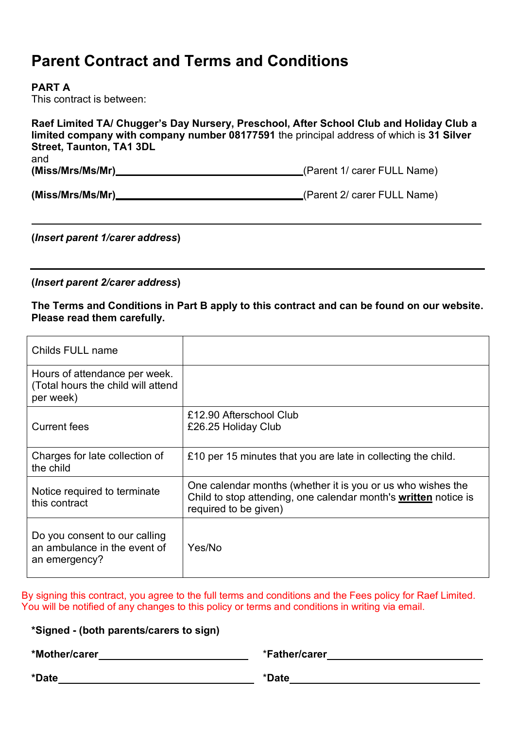# Parent Contract and Terms and Conditions

**PART A**

This contract is between:

**Raef Limited TA/ Chugger's Day Nursery, Preschool, After School Club and Holiday Club a limited company with company number 08177591** the principal address of which is **31 Silver Street, Taunton, TA1 3DL**

and

**(Miss/Mrs/Ms/Mr)**\_\_\_\_\_\_\_\_\_\_\_\_\_\_\_\_\_\_\_\_\_\_\_\_\_\_\_\_\_\_(Parent 1/ carer FULL Name)

**(Miss/Mrs/Ms/Mr)**\_\_\_\_\_\_\_\_\_\_\_\_\_\_\_\_\_\_\_\_\_\_\_\_\_\_\_\_\_\_(Parent 2/ carer FULL Name)

\_\_\_\_\_\_\_\_\_\_\_\_\_\_\_\_\_\_\_\_\_\_\_\_\_\_\_\_\_\_\_\_\_\_\_\_\_\_\_\_\_\_\_\_\_\_\_\_\_\_\_\_\_\_\_\_\_\_\_\_

**(*Insert parent 1/carer address*)**

\_\_\_\_\_\_\_\_\_\_\_\_\_\_\_\_\_\_\_\_\_\_\_\_\_\_\_\_\_\_\_\_\_\_\_\_\_\_\_\_\_\_\_\_\_\_\_\_\_\_\_\_\_\_\_\_\_\_\_\_

**(*Insert parent 2/carer address*)**

**The Terms and Conditions in Part B apply to this contract and can be found on our website. Please read them carefully.**

| | |
|---|---|
| Childs FULL name | |
| Hours of attendance per week. (Total hours the child will attend per week) | |
| Current fees | £12.90 Afterschool Club<br>£26.25 Holiday Club |
| Charges for late collection of the child | £10 per 15 minutes that you are late in collecting the child. |
| Notice required to terminate this contract | One calendar months (whether it is you or us who wishes the Child to stop attending, one calendar month's **written** notice is required to be given) |
| Do you consent to our calling an ambulance in the event of an emergency? | Yes/No |

By signing this contract, you agree to the full terms and conditions and the Fees policy for Raef Limited. You will be notified of any changes to this policy or terms and conditions in writing via email.

**\*Signed - (both parents/carers to sign)**

**\*Mother/carer**\_\_\_\_\_\_\_\_\_\_\_\_\_\_\_\_\_\_\_\_\_\_\_\_ **\*Father/carer**\_\_\_\_\_\_\_\_\_\_\_\_\_\_\_\_\_\_\_\_\_\_\_\_

**\*Date**\_\_\_\_\_\_\_\_\_\_\_\_\_\_\_\_\_\_\_\_\_\_\_\_\_\_\_\_ **\*Date**\_\_\_\_\_\_\_\_\_\_\_\_\_\_\_\_\_\_\_\_\_\_\_\_\_\_\_\_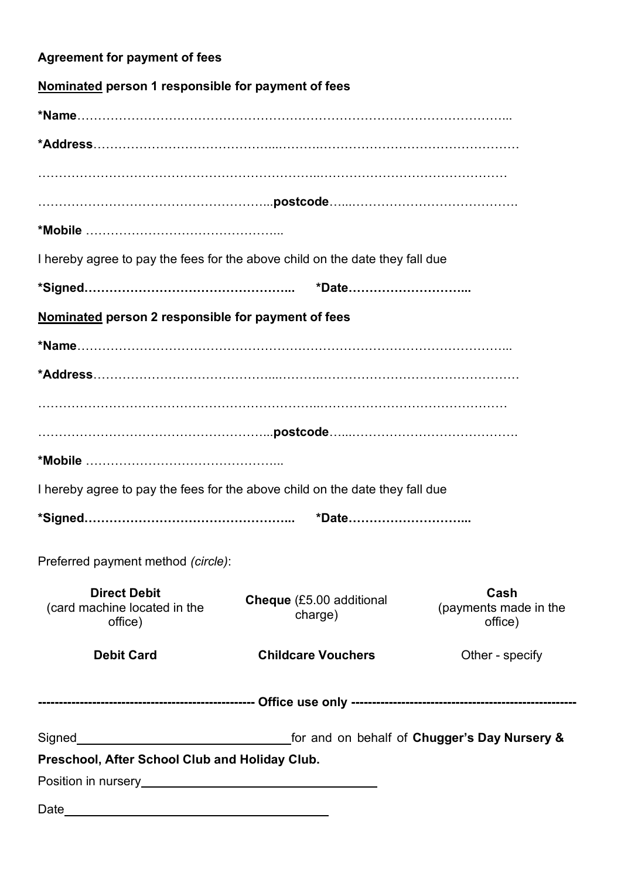**Agreement for payment of fees**

**<u>Nominated</u> person 1 responsible for payment of fees**

**\*Name**…………………………………………………………………………………………..

**\*Address**…………………………………...……….…………………………….……………

…………………………………………………………..………………………………………

………………………………………………...**postcode**…...………………………………….

**\*Mobile** ………………………………………..

I hereby agree to pay the fees for the above child on the date they fall due

**\*Signed…………………………………………...  \*Date………………………...**

**<u>Nominated</u> person 2 responsible for payment of fees**

**\*Name**…………………………………………………………………………………………..

**\*Address**…………………………………...……….…………………………….……………

…………………………………………………………..………………………………………

………………………………………………...**postcode**…...………………………………….

**\*Mobile** ………………………………………..

I hereby agree to pay the fees for the above child on the date they fall due

**\*Signed…………………………………………...  \*Date………………………...**

Preferred payment method *(circle)*:

| **Direct Debit** (card machine located in the office) | **Cheque** (£5.00 additional charge) | **Cash** (payments made in the office) |
|---|---|---|
| **Debit Card** | **Childcare Vouchers** | Other - specify |

--------------------------------------------------- **Office use only** ---------------------------------------------------

Signed________________________________ for and on behalf of **Chugger's Day Nursery & Preschool, After School Club and Holiday Club.**

Position in nursery___________________________________

Date_______________________________________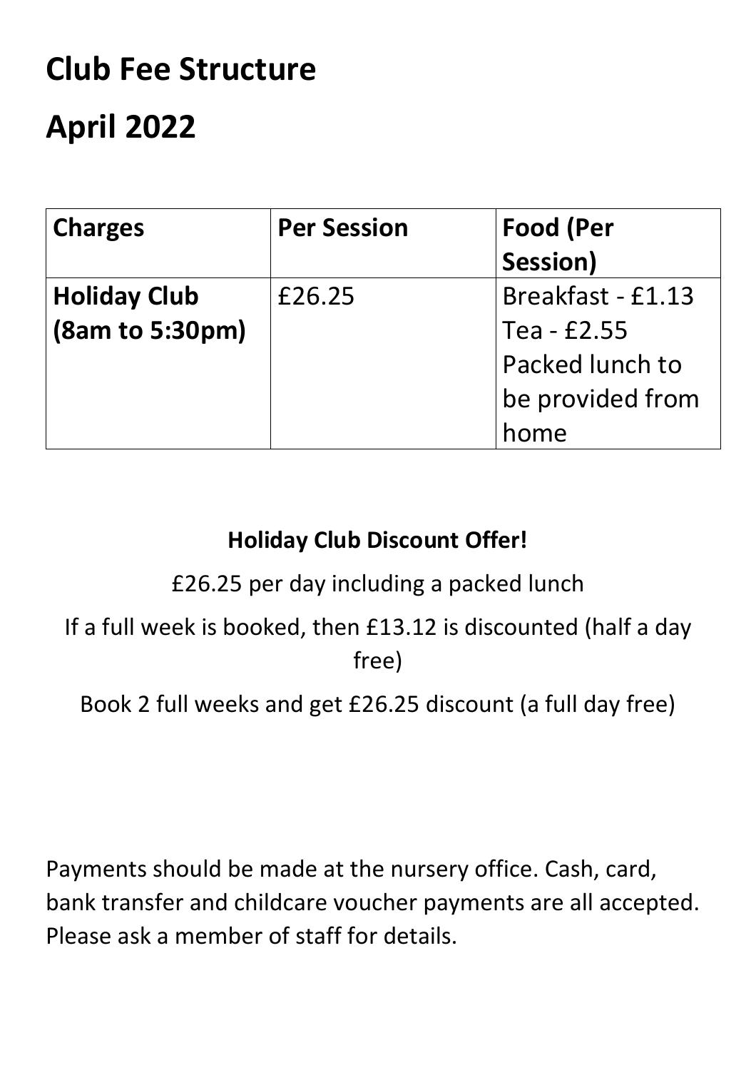# Club Fee Structure

# April 2022

| Charges | Per Session | Food (Per Session) |
|---|---|---|
| **Holiday Club (8am to 5:30pm)** | £26.25 | Breakfast - £1.13<br>Tea - £2.55<br>Packed lunch to be provided from home |

**Holiday Club Discount Offer!**

£26.25 per day including a packed lunch

If a full week is booked, then £13.12 is discounted (half a day free)

Book 2 full weeks and get £26.25 discount (a full day free)

Payments should be made at the nursery office. Cash, card, bank transfer and childcare voucher payments are all accepted. Please ask a member of staff for details.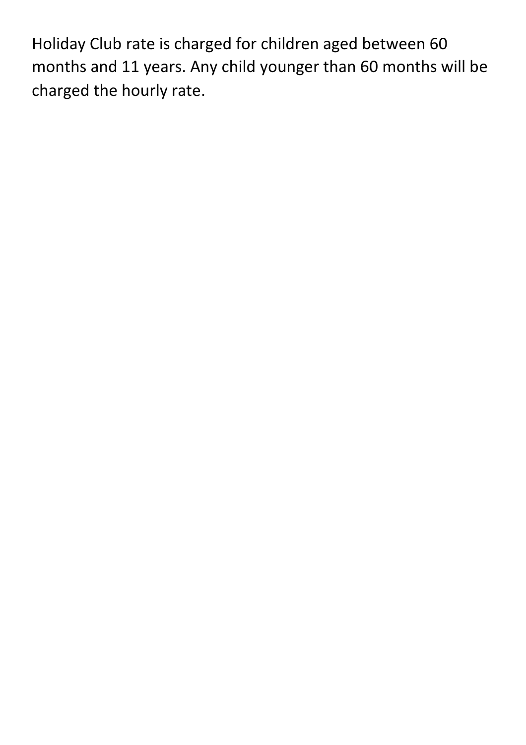Holiday Club rate is charged for children aged between 60 months and 11 years. Any child younger than 60 months will be charged the hourly rate.